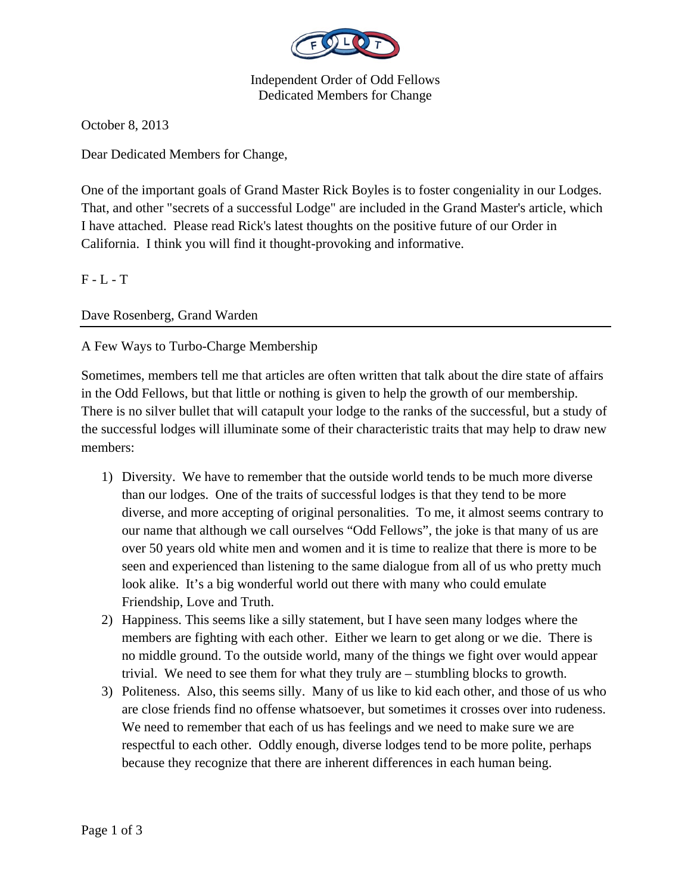Independent Order of Odd Fellows
Dedicated Members for Change

October 8, 2013

Dear Dedicated Members for Change,

One of the important goals of Grand Master Rick Boyles is to foster congeniality in our Lodges. That, and other "secrets of a successful Lodge" are included in the Grand Master's article, which I have attached. Please read Rick's latest thoughts on the positive future of our Order in California. I think you will find it thought-provoking and informative.

F - L - T

Dave Rosenberg, Grand Warden

---

A Few Ways to Turbo-Charge Membership

Sometimes, members tell me that articles are often written that talk about the dire state of affairs in the Odd Fellows, but that little or nothing is given to help the growth of our membership. There is no silver bullet that will catapult your lodge to the ranks of the successful, but a study of the successful lodges will illuminate some of their characteristic traits that may help to draw new members:

1) Diversity. We have to remember that the outside world tends to be much more diverse than our lodges. One of the traits of successful lodges is that they tend to be more diverse, and more accepting of original personalities. To me, it almost seems contrary to our name that although we call ourselves “Odd Fellows”, the joke is that many of us are over 50 years old white men and women and it is time to realize that there is more to be seen and experienced than listening to the same dialogue from all of us who pretty much look alike. It’s a big wonderful world out there with many who could emulate Friendship, Love and Truth.
2) Happiness. This seems like a silly statement, but I have seen many lodges where the members are fighting with each other. Either we learn to get along or we die. There is no middle ground. To the outside world, many of the things we fight over would appear trivial. We need to see them for what they truly are – stumbling blocks to growth.
3) Politeness. Also, this seems silly. Many of us like to kid each other, and those of us who are close friends find no offense whatsoever, but sometimes it crosses over into rudeness. We need to remember that each of us has feelings and we need to make sure we are respectful to each other. Oddly enough, diverse lodges tend to be more polite, perhaps because they recognize that there are inherent differences in each human being.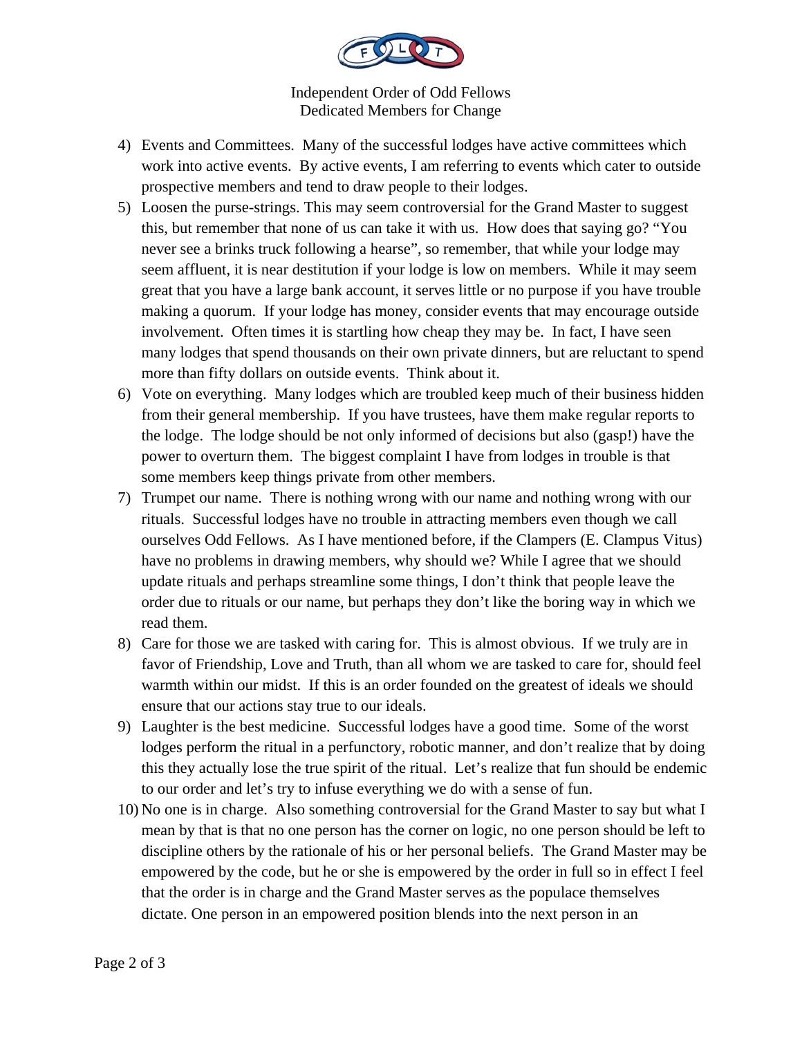4) Events and Committees. Many of the successful lodges have active committees which work into active events. By active events, I am referring to events which cater to outside prospective members and tend to draw people to their lodges.
5) Loosen the purse-strings. This may seem controversial for the Grand Master to suggest this, but remember that none of us can take it with us. How does that saying go? "You never see a brinks truck following a hearse", so remember, that while your lodge may seem affluent, it is near destitution if your lodge is low on members. While it may seem great that you have a large bank account, it serves little or no purpose if you have trouble making a quorum. If your lodge has money, consider events that may encourage outside involvement. Often times it is startling how cheap they may be. In fact, I have seen many lodges that spend thousands on their own private dinners, but are reluctant to spend more than fifty dollars on outside events. Think about it.
6) Vote on everything. Many lodges which are troubled keep much of their business hidden from their general membership. If you have trustees, have them make regular reports to the lodge. The lodge should be not only informed of decisions but also (gasp!) have the power to overturn them. The biggest complaint I have from lodges in trouble is that some members keep things private from other members.
7) Trumpet our name. There is nothing wrong with our name and nothing wrong with our rituals. Successful lodges have no trouble in attracting members even though we call ourselves Odd Fellows. As I have mentioned before, if the Clampers (E. Clampus Vitus) have no problems in drawing members, why should we? While I agree that we should update rituals and perhaps streamline some things, I don't think that people leave the order due to rituals or our name, but perhaps they don't like the boring way in which we read them.
8) Care for those we are tasked with caring for. This is almost obvious. If we truly are in favor of Friendship, Love and Truth, than all whom we are tasked to care for, should feel warmth within our midst. If this is an order founded on the greatest of ideals we should ensure that our actions stay true to our ideals.
9) Laughter is the best medicine. Successful lodges have a good time. Some of the worst lodges perform the ritual in a perfunctory, robotic manner, and don't realize that by doing this they actually lose the true spirit of the ritual. Let's realize that fun should be endemic to our order and let's try to infuse everything we do with a sense of fun.
10) No one is in charge. Also something controversial for the Grand Master to say but what I mean by that is that no one person has the corner on logic, no one person should be left to discipline others by the rationale of his or her personal beliefs. The Grand Master may be empowered by the code, but he or she is empowered by the order in full so in effect I feel that the order is in charge and the Grand Master serves as the populace themselves dictate. One person in an empowered position blends into the next person in an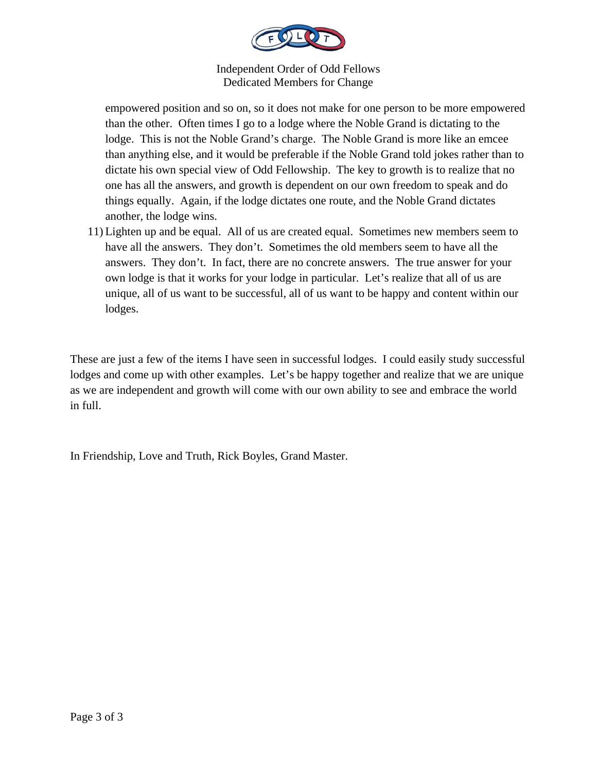empowered position and so on, so it does not make for one person to be more empowered than the other. Often times I go to a lodge where the Noble Grand is dictating to the lodge. This is not the Noble Grand's charge. The Noble Grand is more like an emcee than anything else, and it would be preferable if the Noble Grand told jokes rather than to dictate his own special view of Odd Fellowship. The key to growth is to realize that no one has all the answers, and growth is dependent on our own freedom to speak and do things equally. Again, if the lodge dictates one route, and the Noble Grand dictates another, the lodge wins.

11) Lighten up and be equal. All of us are created equal. Sometimes new members seem to have all the answers. They don't. Sometimes the old members seem to have all the answers. They don't. In fact, there are no concrete answers. The true answer for your own lodge is that it works for your lodge in particular. Let's realize that all of us are unique, all of us want to be successful, all of us want to be happy and content within our lodges.

These are just a few of the items I have seen in successful lodges. I could easily study successful lodges and come up with other examples. Let's be happy together and realize that we are unique as we are independent and growth will come with our own ability to see and embrace the world in full.

In Friendship, Love and Truth, Rick Boyles, Grand Master.